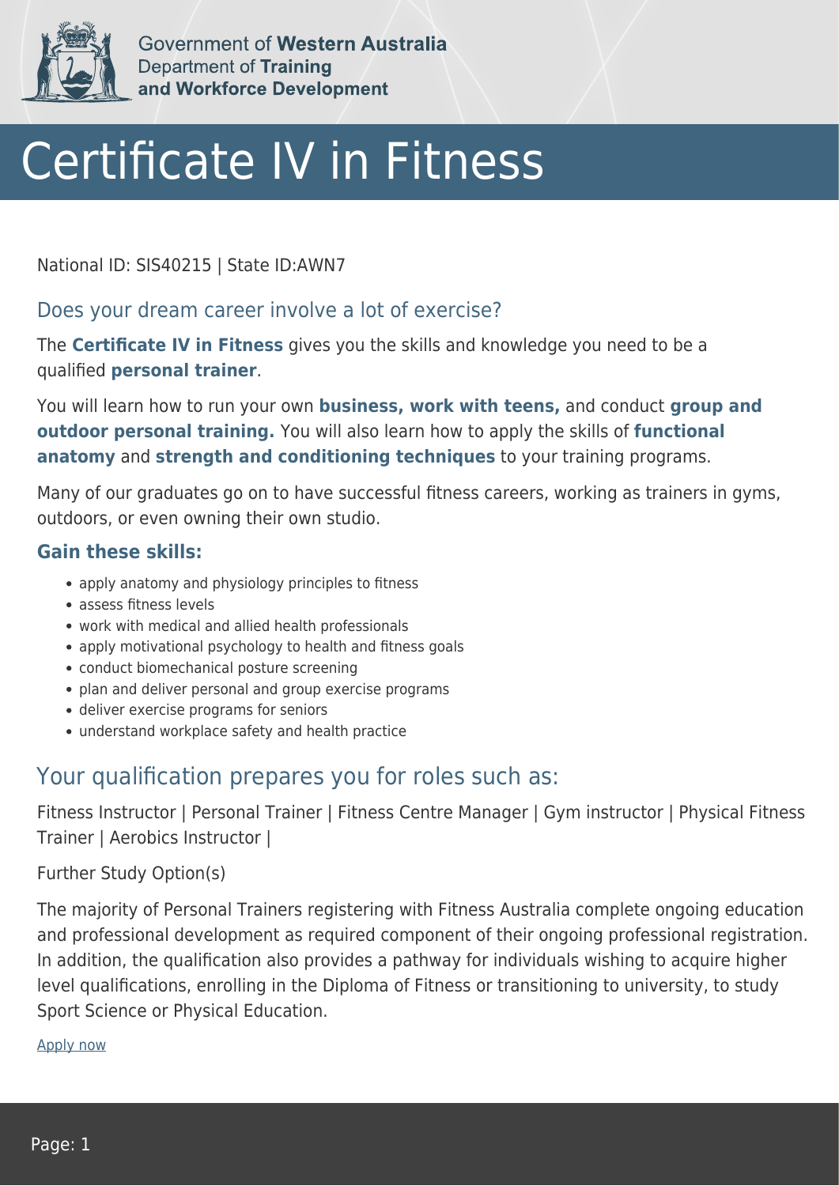Government of **Western Australia**
Department of **Training and Workforce Development**

# Certificate IV in Fitness

National ID: SIS40215 | State ID:AWN7

## Does your dream career involve a lot of exercise?

The **Certificate IV in Fitness** gives you the skills and knowledge you need to be a qualified **personal trainer**.

You will learn how to run your own **business, work with teens,** and conduct **group and outdoor personal training.** You will also learn how to apply the skills of **functional anatomy** and **strength and conditioning techniques** to your training programs.

Many of our graduates go on to have successful fitness careers, working as trainers in gyms, outdoors, or even owning their own studio.

### Gain these skills:

- apply anatomy and physiology principles to fitness
- assess fitness levels
- work with medical and allied health professionals
- apply motivational psychology to health and fitness goals
- conduct biomechanical posture screening
- plan and deliver personal and group exercise programs
- deliver exercise programs for seniors
- understand workplace safety and health practice

## Your qualification prepares you for roles such as:

Fitness Instructor | Personal Trainer | Fitness Centre Manager | Gym instructor | Physical Fitness Trainer | Aerobics Instructor |

Further Study Option(s)

The majority of Personal Trainers registering with Fitness Australia complete ongoing education and professional development as required component of their ongoing professional registration. In addition, the qualification also provides a pathway for individuals wishing to acquire higher level qualifications, enrolling in the Diploma of Fitness or transitioning to university, to study Sport Science or Physical Education.

Apply now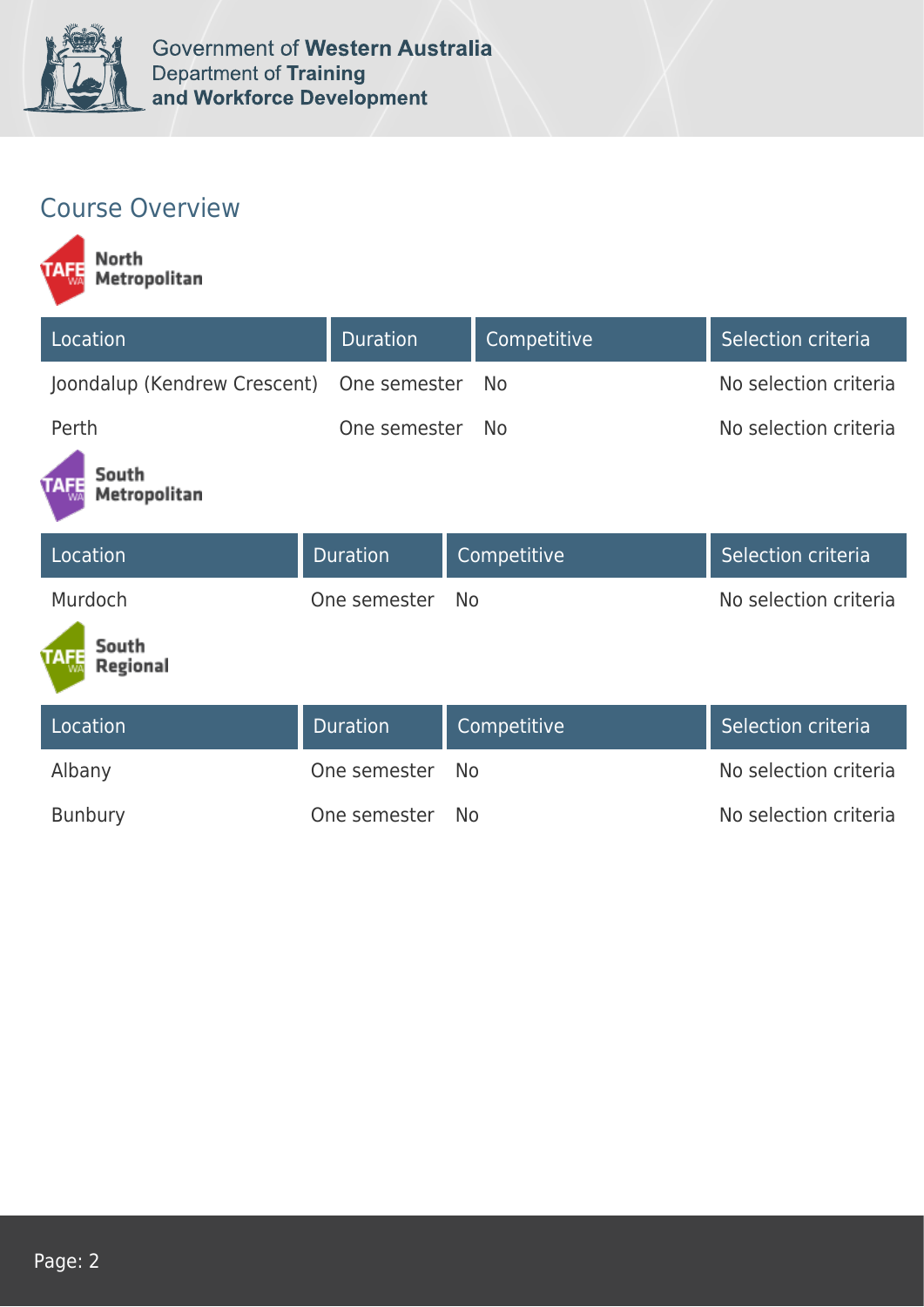## Course Overview

**North Metropolitan**

| Location | Duration | Competitive | Selection criteria |
| --- | --- | --- | --- |
| Joondalup (Kendrew Crescent) | One semester | No | No selection criteria |
| Perth | One semester | No | No selection criteria |

**South Metropolitan**

| Location | Duration | Competitive | Selection criteria |
| --- | --- | --- | --- |
| Murdoch | One semester | No | No selection criteria |

**South Regional**

| Location | Duration | Competitive | Selection criteria |
| --- | --- | --- | --- |
| Albany | One semester | No | No selection criteria |
| Bunbury | One semester | No | No selection criteria |